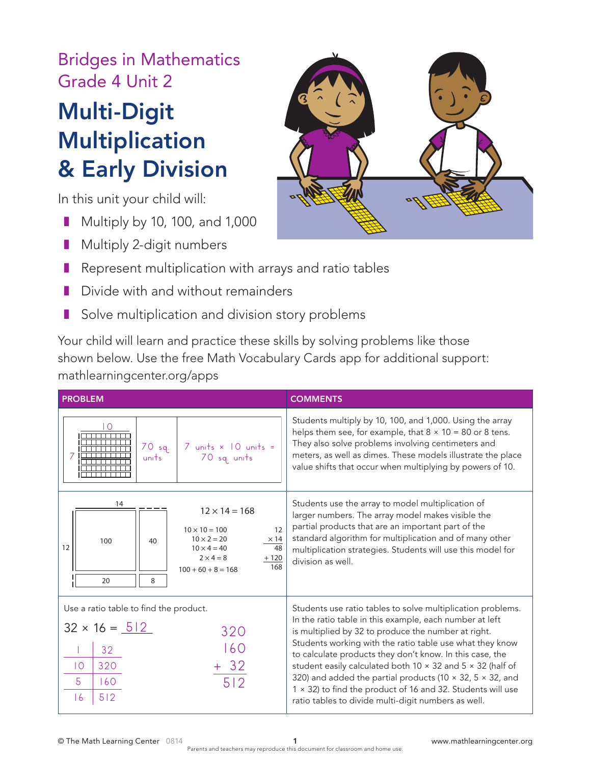Bridges in Mathematics
Grade 4 Unit 2

# Multi-Digit Multiplication & Early Division

In this unit your child will:

- Multiply by 10, 100, and 1,000
- Multiply 2-digit numbers
- Represent multiplication with arrays and ratio tables
- Divide with and without remainders
- Solve multiplication and division story problems

Your child will learn and practice these skills by solving problems like those shown below. Use the free Math Vocabulary Cards app for additional support: mathlearningcenter.org/apps

| PROBLEM | COMMENTS |
|---|---|
| Array: 7 by 10 — 70 sq. units — 7 units × 10 units = 70 sq. units | Students multiply by 10, 100, and 1,000. Using the array helps them see, for example, that $8 \times 10 = 80$ or 8 tens. They also solve problems involving centimeters and meters, as well as dimes. These models illustrate the place value shifts that occur when multiplying by powers of 10. |
| Array: 12 by 14 (partial products 100, 40, 20, 8). $12 \times 14 = 168$; $10 \times 10 = 100$; $10 \times 2 = 20$; $10 \times 4 = 40$; $2 \times 4 = 8$; $100 + 60 + 8 = 168$. Standard algorithm: $12 \times 14$: 48 + 120 = 168 | Students use the array to model multiplication of larger numbers. The array model makes visible the partial products that are an important part of the standard algorithm for multiplication and of many other multiplication strategies. Students will use this model for division as well. |
| Use a ratio table to find the product. $32 \times 16 = 512$. Ratio table: 1 → 32; 10 → 320; 5 → 160; 16 → 512. $320 + 160 + 32 = 512$ | Students use ratio tables to solve multiplication problems. In the ratio table in this example, each number at left is multiplied by 32 to produce the number at right. Students working with the ratio table use what they know to calculate products they don't know. In this case, the student easily calculated both $10 \times 32$ and $5 \times 32$ (half of 320) and added the partial products ($10 \times 32$, $5 \times 32$, and $1 \times 32$) to find the product of 16 and 32. Students will use ratio tables to divide multi-digit numbers as well. |

© The Math Learning Center 0814 — Parents and teachers may reproduce this document for classroom and home use. — www.mathlearningcenter.org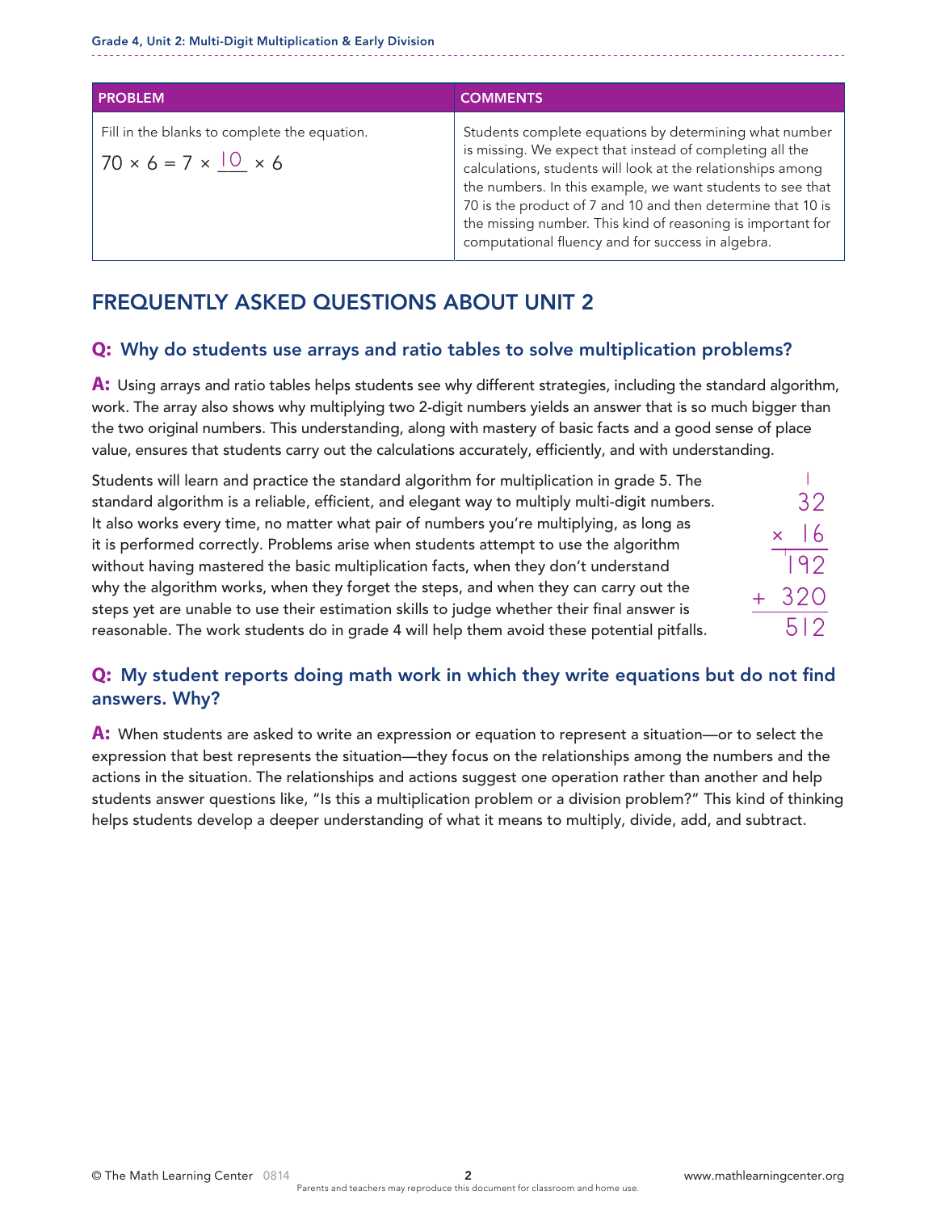| PROBLEM | COMMENTS |
|---|---|
| Fill in the blanks to complete the equation. $70 \times 6 = 7 \times \underline{10} \times 6$ | Students complete equations by determining what number is missing. We expect that instead of completing all the calculations, students will look at the relationships among the numbers. In this example, we want students to see that 70 is the product of 7 and 10 and then determine that 10 is the missing number. This kind of reasoning is important for computational fluency and for success in algebra. |

## FREQUENTLY ASKED QUESTIONS ABOUT UNIT 2

### Q: Why do students use arrays and ratio tables to solve multiplication problems?

**A:** Using arrays and ratio tables helps students see why different strategies, including the standard algorithm, work. The array also shows why multiplying two 2-digit numbers yields an answer that is so much bigger than the two original numbers. This understanding, along with mastery of basic facts and a good sense of place value, ensures that students carry out the calculations accurately, efficiently, and with understanding.

Students will learn and practice the standard algorithm for multiplication in grade 5. The standard algorithm is a reliable, efficient, and elegant way to multiply multi-digit numbers. It also works every time, no matter what pair of numbers you're multiplying, as long as it is performed correctly. Problems arise when students attempt to use the algorithm without having mastered the basic multiplication facts, when they don't understand why the algorithm works, when they forget the steps, and when they can carry out the steps yet are unable to use their estimation skills to judge whether their final answer is reasonable. The work students do in grade 4 will help them avoid these potential pitfalls.

$$
\begin{array}{r}
\scriptstyle 1 \\
32 \\
\times \ 16 \\
\hline
^{1}192 \\
+\ 320 \\
\hline
512
\end{array}
$$

### Q: My student reports doing math work in which they write equations but do not find answers. Why?

**A:** When students are asked to write an expression or equation to represent a situation—or to select the expression that best represents the situation—they focus on the relationships among the numbers and the actions in the situation. The relationships and actions suggest one operation rather than another and help students answer questions like, "Is this a multiplication problem or a division problem?" This kind of thinking helps students develop a deeper understanding of what it means to multiply, divide, add, and subtract.